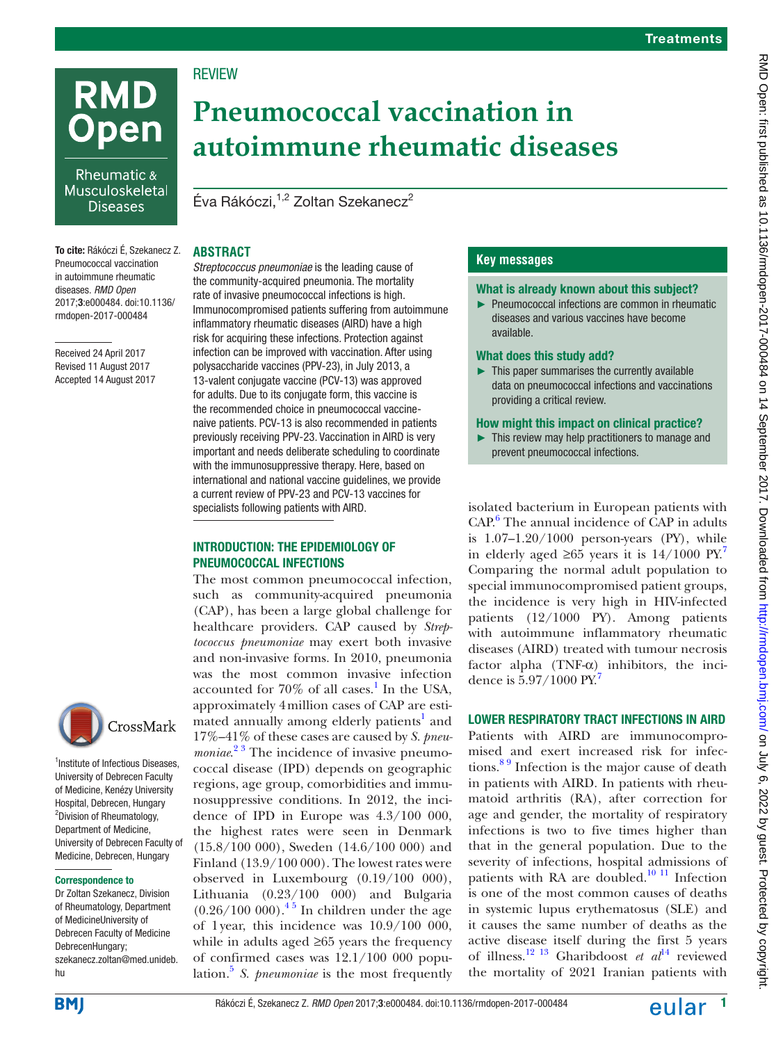REVIEW

# Pneumococcal vaccination in autoimmune rheumatic diseases

Éva Rákóczi,[1,2] Zoltan Szekanecz[2]

**To cite:** Rákóczi É, Szekanecz Z. Pneumococcal vaccination in autoimmune rheumatic diseases. *RMD Open* 2017;**3**:e000484. doi:10.1136/rmdopen-2017-000484

Received 24 April 2017
Revised 11 August 2017
Accepted 14 August 2017

[1]Institute of Infectious Diseases, University of Debrecen Faculty of Medicine, Kenézy University Hospital, Debrecen, Hungary
[2]Division of Rheumatology, Department of Medicine, University of Debrecen Faculty of Medicine, Debrecen, Hungary

**Correspondence to**
Dr Zoltan Szekanecz, Division of Rheumatology, Department of MedicineUniversity of Debrecen Faculty of Medicine DebrecenHungary; szekanecz.zoltan@med.unideb.hu

## ABSTRACT

*Streptococcus pneumoniae* is the leading cause of the community-acquired pneumonia. The mortality rate of invasive pneumococcal infections is high. Immunocompromised patients suffering from autoimmune inflammatory rheumatic diseases (AIRD) have a high risk for acquiring these infections. Protection against infection can be improved with vaccination. After using polysaccharide vaccines (PPV-23), in July 2013, a 13-valent conjugate vaccine (PCV-13) was approved for adults. Due to its conjugate form, this vaccine is the recommended choice in pneumococcal vaccine-naive patients. PCV-13 is also recommended in patients previously receiving PPV-23. Vaccination in AIRD is very important and needs deliberate scheduling to coordinate with the immunosuppressive therapy. Here, based on international and national vaccine guidelines, we provide a current review of PPV-23 and PCV-13 vaccines for specialists following patients with AIRD.

### Key messages

**What is already known about this subject?**

- Pneumococcal infections are common in rheumatic diseases and various vaccines have become available.

**What does this study add?**

- This paper summarises the currently available data on pneumococcal infections and vaccinations providing a critical review.

**How might this impact on clinical practice?**

- This review may help practitioners to manage and prevent pneumococcal infections.

## INTRODUCTION: THE EPIDEMIOLOGY OF PNEUMOCOCCAL INFECTIONS

The most common pneumococcal infection, such as community-acquired pneumonia (CAP), has been a large global challenge for healthcare providers. CAP caused by *Streptococcus pneumoniae* may exert both invasive and non-invasive forms. In 2010, pneumonia was the most common invasive infection accounted for 70% of all cases.[1] In the USA, approximately 4 million cases of CAP are estimated annually among elderly patients[1] and 17%–41% of these cases are caused by *S. pneumoniae*.[2,3] The incidence of invasive pneumococcal disease (IPD) depends on geographic regions, age group, comorbidities and immunosuppressive conditions. In 2012, the incidence of IPD in Europe was 4.3/100 000, the highest rates were seen in Denmark (15.8/100 000), Sweden (14.6/100 000) and Finland (13.9/100 000). The lowest rates were observed in Luxembourg (0.19/100 000), Lithuania (0.23/100 000) and Bulgaria (0.26/100 000).[4,5] In children under the age of 1 year, this incidence was 10.9/100 000, while in adults aged ≥65 years the frequency of confirmed cases was 12.1/100 000 population.[5] *S. pneumoniae* is the most frequently isolated bacterium in European patients with CAP.[6] The annual incidence of CAP in adults is 1.07–1.20/1000 person-years (PY), while in elderly aged ≥65 years it is 14/1000 PY.[7] Comparing the normal adult population to special immunocompromised patient groups, the incidence is very high in HIV-infected patients (12/1000 PY). Among patients with autoimmune inflammatory rheumatic diseases (AIRD) treated with tumour necrosis factor alpha (TNF-α) inhibitors, the incidence is 5.97/1000 PY.[7]

## LOWER RESPIRATORY TRACT INFECTIONS IN AIRD

Patients with AIRD are immunocompromised and exert increased risk for infections.[8,9] Infection is the major cause of death in patients with AIRD. In patients with rheumatoid arthritis (RA), after correction for age and gender, the mortality of respiratory infections is two to five times higher than that in the general population. Due to the severity of infections, hospital admissions of patients with RA are doubled.[10,11] Infection is one of the most common causes of deaths in systemic lupus erythematosus (SLE) and it causes the same number of deaths as the active disease itself during the first 5 years of illness.[12,13] Gharibdoost *et al*[14] reviewed the mortality of 2021 Iranian patients with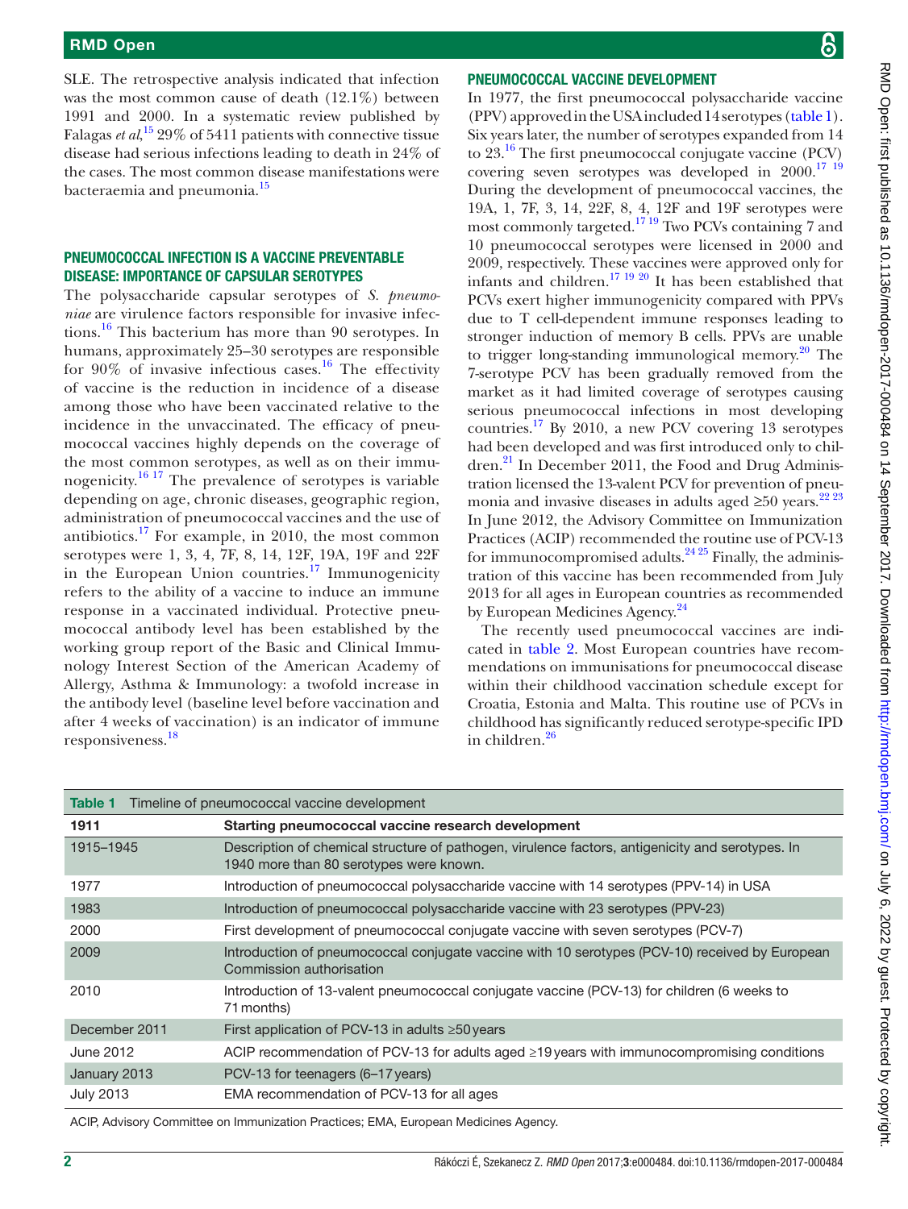SLE. The retrospective analysis indicated that infection was the most common cause of death (12.1%) between 1991 and 2000. In a systematic review published by Falagas *et al*,[15] 29% of 5411 patients with connective tissue disease had serious infections leading to death in 24% of the cases. The most common disease manifestations were bacteraemia and pneumonia.[15]

## Pneumococcal infection is a vaccine preventable disease: importance of capsular serotypes

The polysaccharide capsular serotypes of *S. pneumoniae* are virulence factors responsible for invasive infections.[16] This bacterium has more than 90 serotypes. In humans, approximately 25–30 serotypes are responsible for 90% of invasive infectious cases.[16] The effectivity of vaccine is the reduction in incidence of a disease among those who have been vaccinated relative to the incidence in the unvaccinated. The efficacy of pneumococcal vaccines highly depends on the coverage of the most common serotypes, as well as on their immunogenicity.[16 17] The prevalence of serotypes is variable depending on age, chronic diseases, geographic region, administration of pneumococcal vaccines and the use of antibiotics.[17] For example, in 2010, the most common serotypes were 1, 3, 4, 7F, 8, 14, 12F, 19A, 19F and 22F in the European Union countries.[17] Immunogenicity refers to the ability of a vaccine to induce an immune response in a vaccinated individual. Protective pneumococcal antibody level has been established by the working group report of the Basic and Clinical Immunology Interest Section of the American Academy of Allergy, Asthma & Immunology: a twofold increase in the antibody level (baseline level before vaccination and after 4 weeks of vaccination) is an indicator of immune responsiveness.[18]

## Pneumococcal vaccine development

In 1977, the first pneumococcal polysaccharide vaccine (PPV) approved in the USA included 14 serotypes (table 1). Six years later, the number of serotypes expanded from 14 to 23.[16] The first pneumococcal conjugate vaccine (PCV) covering seven serotypes was developed in 2000.[17 19] During the development of pneumococcal vaccines, the 19A, 1, 7F, 3, 14, 22F, 8, 4, 12F and 19F serotypes were most commonly targeted.[17 19] Two PCVs containing 7 and 10 pneumococcal serotypes were licensed in 2000 and 2009, respectively. These vaccines were approved only for infants and children.[17 19 20] It has been established that PCVs exert higher immunogenicity compared with PPVs due to T cell-dependent immune responses leading to stronger induction of memory B cells. PPVs are unable to trigger long-standing immunological memory.[20] The 7-serotype PCV has been gradually removed from the market as it had limited coverage of serotypes causing serious pneumococcal infections in most developing countries.[17] By 2010, a new PCV covering 13 serotypes had been developed and was first introduced only to children.[21] In December 2011, the Food and Drug Administration licensed the 13-valent PCV for prevention of pneumonia and invasive diseases in adults aged ≥50 years.[22 23] In June 2012, the Advisory Committee on Immunization Practices (ACIP) recommended the routine use of PCV-13 for immunocompromised adults.[24 25] Finally, the administration of this vaccine has been recommended from July 2013 for all ages in European countries as recommended by European Medicines Agency.[24]

The recently used pneumococcal vaccines are indicated in table 2. Most European countries have recommendations on immunisations for pneumococcal disease within their childhood vaccination schedule except for Croatia, Estonia and Malta. This routine use of PCVs in childhood has significantly reduced serotype-specific IPD in children.[26]

**Table 1** Timeline of pneumococcal vaccine development

| 1911 | Starting pneumococcal vaccine research development |
|---|---|
| 1915–1945 | Description of chemical structure of pathogen, virulence factors, antigenicity and serotypes. In 1940 more than 80 serotypes were known. |
| 1977 | Introduction of pneumococcal polysaccharide vaccine with 14 serotypes (PPV-14) in USA |
| 1983 | Introduction of pneumococcal polysaccharide vaccine with 23 serotypes (PPV-23) |
| 2000 | First development of pneumococcal conjugate vaccine with seven serotypes (PCV-7) |
| 2009 | Introduction of pneumococcal conjugate vaccine with 10 serotypes (PCV-10) received by European Commission authorisation |
| 2010 | Introduction of 13-valent pneumococcal conjugate vaccine (PCV-13) for children (6 weeks to 71 months) |
| December 2011 | First application of PCV-13 in adults ≥50 years |
| June 2012 | ACIP recommendation of PCV-13 for adults aged ≥19 years with immunocompromising conditions |
| January 2013 | PCV-13 for teenagers (6–17 years) |
| July 2013 | EMA recommendation of PCV-13 for all ages |

ACIP, Advisory Committee on Immunization Practices; EMA, European Medicines Agency.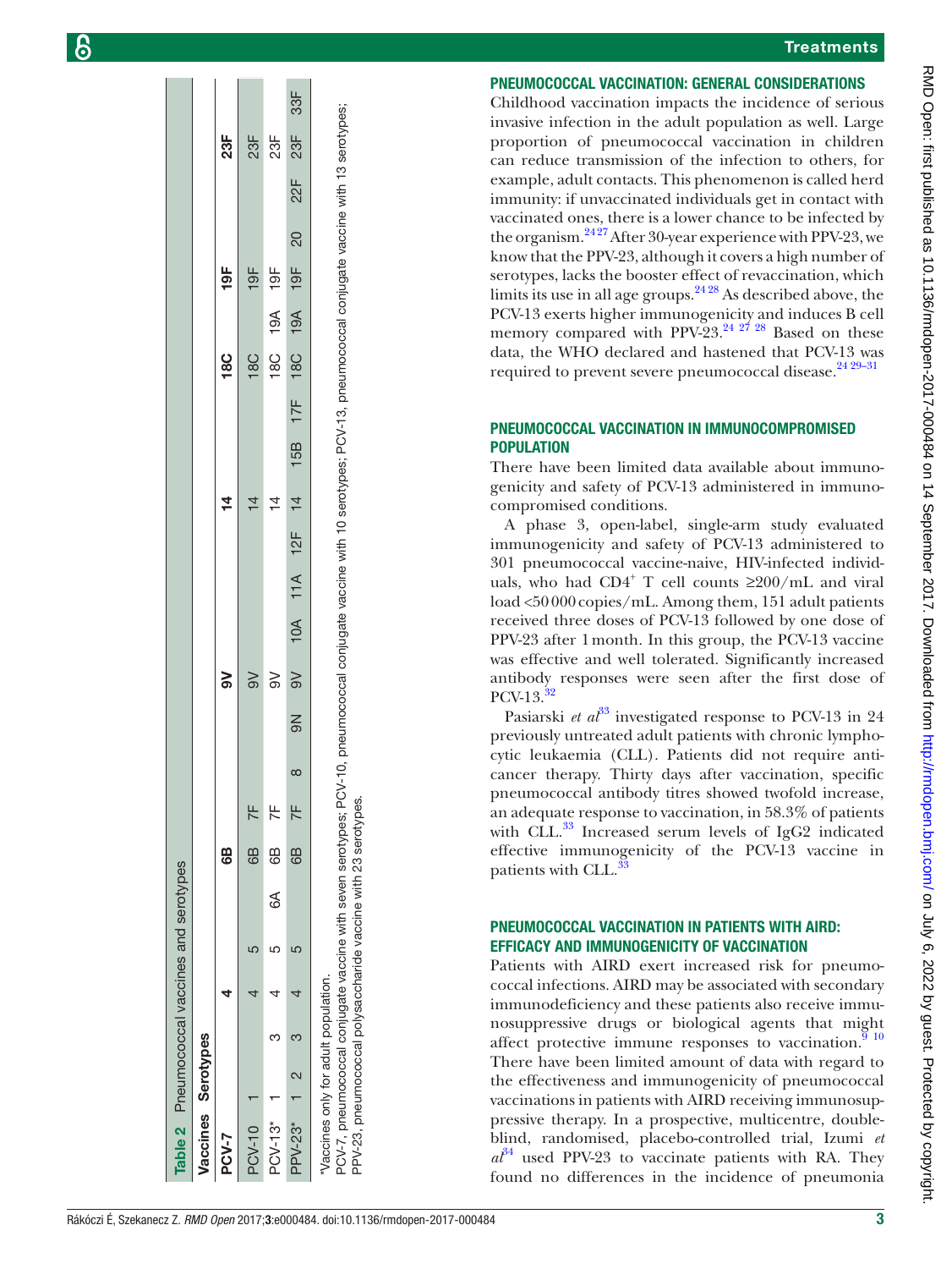**Table 2** Pneumococcal vaccines and serotypes

| Vaccines | Serotypes | | | | | | | | | | | | | | | | | | | | | | | |
|---|---|---|---|---|---|---|---|---|---|---|---|---|---|---|---|---|---|---|---|---|---|---|---|---|
| **PCV-7** | | | | **4** | | | **6B** | | | | **9V** | | | | **14** | | | **18C** | | **19F** | | | **23F** | |
| PCV-10 | 1 | | | 4 | 5 | | 6B | 7F | | | 9V | | | | 14 | | | 18C | | 19F | | | 23F | |
| PCV-13* | 1 | | 3 | 4 | 5 | 6A | 6B | 7F | | | 9V | | | | 14 | | | 18C | 19A | 19F | | | 23F | |
| PPV-23* | 1 | 2 | 3 | 4 | 5 | | 6B | 7F | 8 | 9N | 9V | 10A | 11A | 12F | 14 | 15B | 17F | 18C | 19A | 19F | 20 | 22F | 23F | 33F |

*Vaccines only for adult population.
PCV-7, pneumococcal conjugate vaccine with seven serotypes; PCV-10, pneumococcal conjugate vaccine with 10 serotypes; PCV-13, pneumococcal conjugate vaccine with 13 serotypes; PPV-23, pneumococcal polysaccharide vaccine with 23 serotypes.

## PNEUMOCOCCAL VACCINATION: GENERAL CONSIDERATIONS

Childhood vaccination impacts the incidence of serious invasive infection in the adult population as well. Large proportion of pneumococcal vaccination in children can reduce transmission of the infection to others, for example, adult contacts. This phenomenon is called herd immunity: if unvaccinated individuals get in contact with vaccinated ones, there is a lower chance to be infected by the organism.[24 27] After 30-year experience with PPV-23, we know that the PPV-23, although it covers a high number of serotypes, lacks the booster effect of revaccination, which limits its use in all age groups.[24 28] As described above, the PCV-13 exerts higher immunogenicity and induces B cell memory compared with PPV-23.[24 27 28] Based on these data, the WHO declared and hastened that PCV-13 was required to prevent severe pneumococcal disease.[24 29–31]

## PNEUMOCOCCAL VACCINATION IN IMMUNOCOMPROMISED POPULATION

There have been limited data available about immunogenicity and safety of PCV-13 administered in immunocompromised conditions.

A phase 3, open-label, single-arm study evaluated immunogenicity and safety of PCV-13 administered to 301 pneumococcal vaccine-naive, HIV-infected individuals, who had $CD4^+$ T cell counts ≥200/mL and viral load <50 000 copies/mL. Among them, 151 adult patients received three doses of PCV-13 followed by one dose of PPV-23 after 1 month. In this group, the PCV-13 vaccine was effective and well tolerated. Significantly increased antibody responses were seen after the first dose of PCV-13.[32]

Pasiarski *et al*[33] investigated response to PCV-13 in 24 previously untreated adult patients with chronic lymphocytic leukaemia (CLL). Patients did not require anticancer therapy. Thirty days after vaccination, specific pneumococcal antibody titres showed twofold increase, an adequate response to vaccination, in 58.3% of patients with CLL.[33] Increased serum levels of IgG2 indicated effective immunogenicity of the PCV-13 vaccine in patients with CLL.[33]

## PNEUMOCOCCAL VACCINATION IN PATIENTS WITH AIRD: EFFICACY AND IMMUNOGENICITY OF VACCINATION

Patients with AIRD exert increased risk for pneumococcal infections. AIRD may be associated with secondary immunodeficiency and these patients also receive immunosuppressive drugs or biological agents that might affect protective immune responses to vaccination.[9 10] There have been limited amount of data with regard to the effectiveness and immunogenicity of pneumococcal vaccinations in patients with AIRD receiving immunosuppressive therapy. In a prospective, multicentre, double-blind, randomised, placebo-controlled trial, Izumi *et al*[34] used PPV-23 to vaccinate patients with RA. They found no differences in the incidence of pneumonia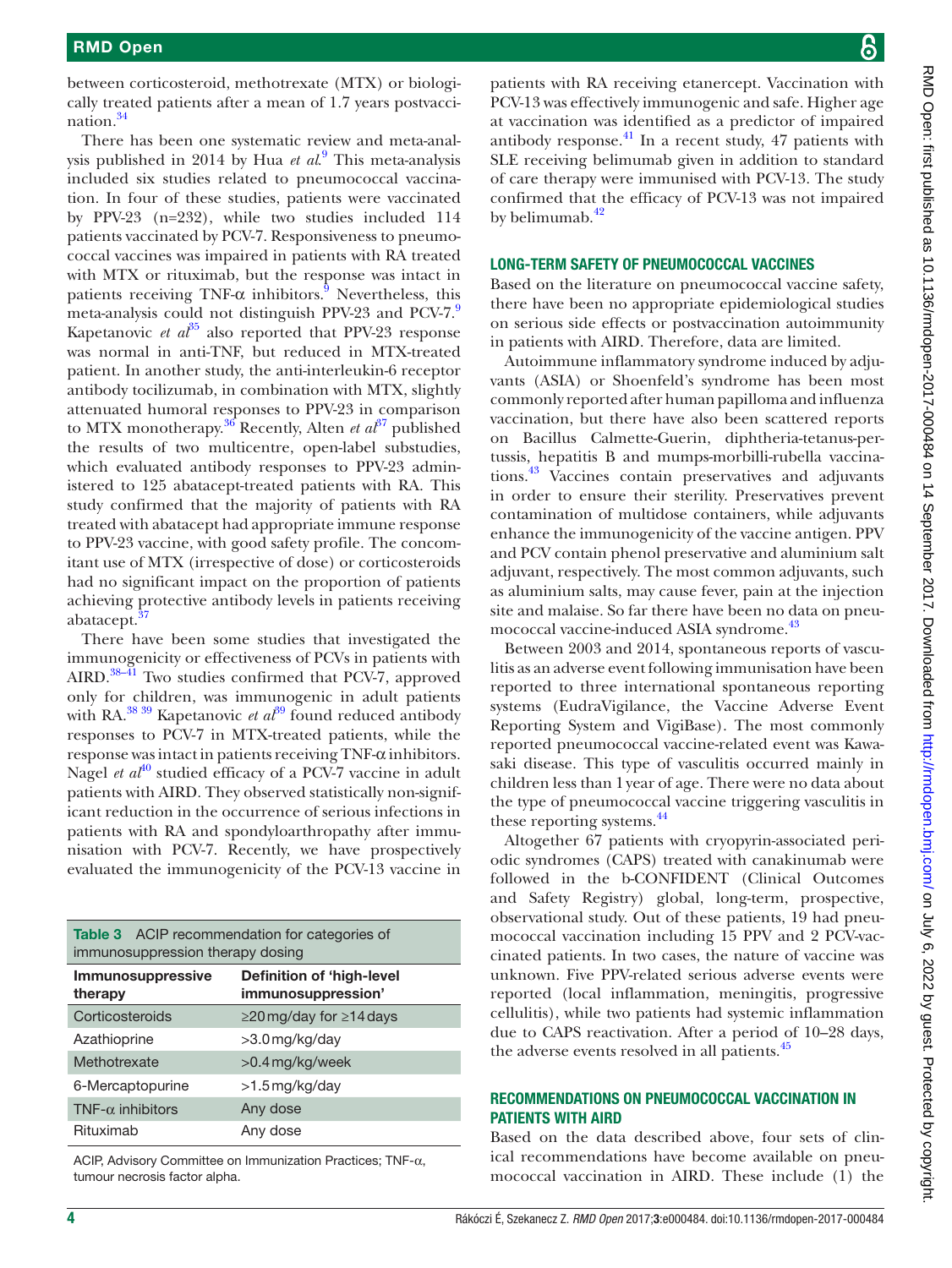between corticosteroid, methotrexate (MTX) or biologically treated patients after a mean of 1.7 years postvaccination.[34]

There has been one systematic review and meta-analysis published in 2014 by Hua *et al*.[9] This meta-analysis included six studies related to pneumococcal vaccination. In four of these studies, patients were vaccinated by PPV-23 (n=232), while two studies included 114 patients vaccinated by PCV-7. Responsiveness to pneumococcal vaccines was impaired in patients with RA treated with MTX or rituximab, but the response was intact in patients receiving TNF-α inhibitors.[9] Nevertheless, this meta-analysis could not distinguish PPV-23 and PCV-7.[9] Kapetanovic *et al*[35] also reported that PPV-23 response was normal in anti-TNF, but reduced in MTX-treated patient. In another study, the anti-interleukin-6 receptor antibody tocilizumab, in combination with MTX, slightly attenuated humoral responses to PPV-23 in comparison to MTX monotherapy.[36] Recently, Alten *et al*[37] published the results of two multicentre, open-label substudies, which evaluated antibody responses to PPV-23 administered to 125 abatacept-treated patients with RA. This study confirmed that the majority of patients with RA treated with abatacept had appropriate immune response to PPV-23 vaccine, with good safety profile. The concomitant use of MTX (irrespective of dose) or corticosteroids had no significant impact on the proportion of patients achieving protective antibody levels in patients receiving abatacept.[37]

There have been some studies that investigated the immunogenicity or effectiveness of PCVs in patients with AIRD.[38–41] Two studies confirmed that PCV-7, approved only for children, was immunogenic in adult patients with RA.[38 39] Kapetanovic *et al*[39] found reduced antibody responses to PCV-7 in MTX-treated patients, while the response was intact in patients receiving TNF-α inhibitors. Nagel *et al*[40] studied efficacy of a PCV-7 vaccine in adult patients with AIRD. They observed statistically non-significant reduction in the occurrence of serious infections in patients with RA and spondyloarthropathy after immunisation with PCV-7. Recently, we have prospectively evaluated the immunogenicity of the PCV-13 vaccine in patients with RA receiving etanercept. Vaccination with PCV-13 was effectively immunogenic and safe. Higher age at vaccination was identified as a predictor of impaired antibody response.[41] In a recent study, 47 patients with SLE receiving belimumab given in addition to standard of care therapy were immunised with PCV-13. The study confirmed that the efficacy of PCV-13 was not impaired by belimumab.[42]

**Table 3** ACIP recommendation for categories of immunosuppression therapy dosing

| Immunosuppressive therapy | Definition of 'high-level immunosuppression' |
|---|---|
| Corticosteroids | ≥20 mg/day for ≥14 days |
| Azathioprine | >3.0 mg/kg/day |
| Methotrexate | >0.4 mg/kg/week |
| 6-Mercaptopurine | >1.5 mg/kg/day |
| TNF-α inhibitors | Any dose |
| Rituximab | Any dose |

ACIP, Advisory Committee on Immunization Practices; TNF-α, tumour necrosis factor alpha.

## LONG-TERM SAFETY OF PNEUMOCOCCAL VACCINES

Based on the literature on pneumococcal vaccine safety, there have been no appropriate epidemiological studies on serious side effects or postvaccination autoimmunity in patients with AIRD. Therefore, data are limited.

Autoimmune inflammatory syndrome induced by adjuvants (ASIA) or Shoenfeld's syndrome has been most commonly reported after human papilloma and influenza vaccination, but there have also been scattered reports on Bacillus Calmette-Guerin, diphtheria-tetanus-pertussis, hepatitis B and mumps-morbilli-rubella vaccinations.[43] Vaccines contain preservatives and adjuvants in order to ensure their sterility. Preservatives prevent contamination of multidose containers, while adjuvants enhance the immunogenicity of the vaccine antigen. PPV and PCV contain phenol preservative and aluminium salt adjuvant, respectively. The most common adjuvants, such as aluminium salts, may cause fever, pain at the injection site and malaise. So far there have been no data on pneumococcal vaccine-induced ASIA syndrome.[43]

Between 2003 and 2014, spontaneous reports of vasculitis as an adverse event following immunisation have been reported to three international spontaneous reporting systems (EudraVigilance, the Vaccine Adverse Event Reporting System and VigiBase). The most commonly reported pneumococcal vaccine-related event was Kawasaki disease. This type of vasculitis occurred mainly in children less than 1 year of age. There were no data about the type of pneumococcal vaccine triggering vasculitis in these reporting systems.[44]

Altogether 67 patients with cryopyrin-associated periodic syndromes (CAPS) treated with canakinumab were followed in the b-CONFIDENT (Clinical Outcomes and Safety Registry) global, long-term, prospective, observational study. Out of these patients, 19 had pneumococcal vaccination including 15 PPV and 2 PCV-vaccinated patients. In two cases, the nature of vaccine was unknown. Five PPV-related serious adverse events were reported (local inflammation, meningitis, progressive cellulitis), while two patients had systemic inflammation due to CAPS reactivation. After a period of 10–28 days, the adverse events resolved in all patients.[45]

## RECOMMENDATIONS ON PNEUMOCOCCAL VACCINATION IN PATIENTS WITH AIRD

Based on the data described above, four sets of clinical recommendations have become available on pneumococcal vaccination in AIRD. These include (1) the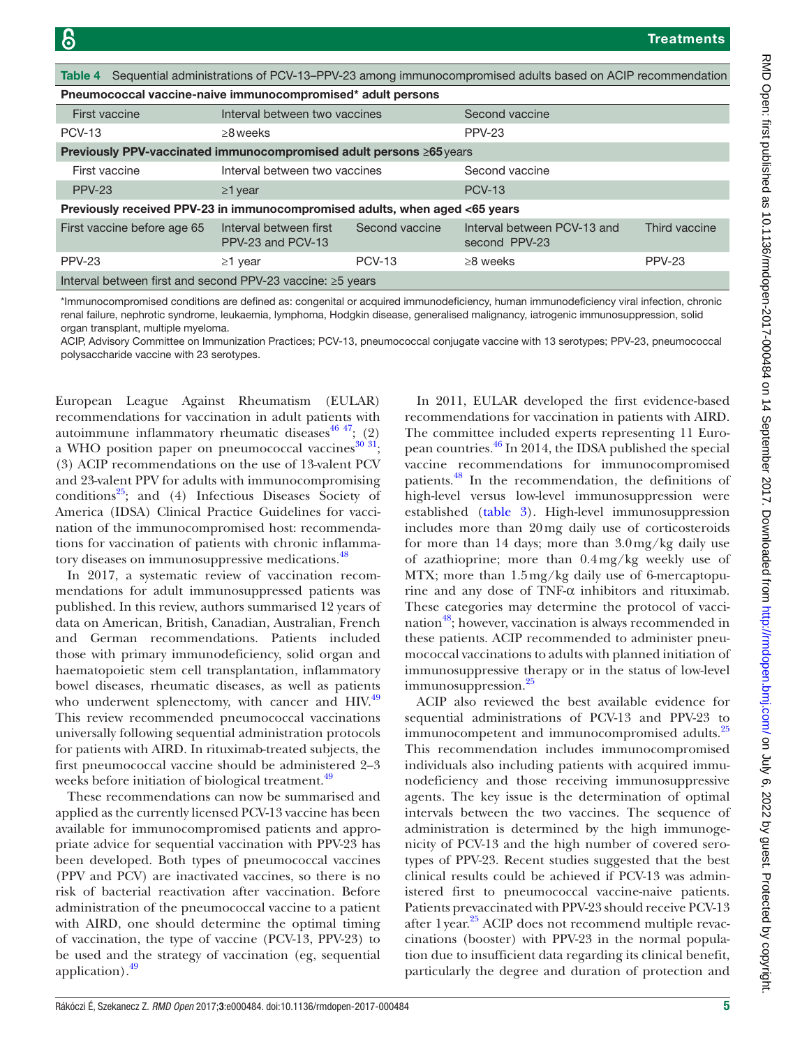**Table 4** Sequential administrations of PCV-13–PPV-23 among immunocompromised adults based on ACIP recommendation

| | | | | |
|---|---|---|---|---|
| **Pneumococcal vaccine-naive immunocompromised* adult persons** | | | | |
| First vaccine | Interval between two vaccines | | Second vaccine | |
| PCV-13 | ≥8 weeks | | PPV-23 | |
| **Previously PPV-vaccinated immunocompromised adult persons ≥65** years | | | | |
| First vaccine | Interval between two vaccines | | Second vaccine | |
| PPV-23 | ≥1 year | | PCV-13 | |
| **Previously received PPV-23 in immunocompromised adults, when aged <65 years** | | | | |
| First vaccine before age 65 | Interval between first PPV-23 and PCV-13 | Second vaccine | Interval between PCV-13 and second PPV-23 | Third vaccine |
| PPV-23 | ≥1 year | PCV-13 | ≥8 weeks | PPV-23 |
| Interval between first and second PPV-23 vaccine: ≥5 years | | | | |

*Immunocompromised conditions are defined as: congenital or acquired immunodeficiency, human immunodeficiency viral infection, chronic renal failure, nephrotic syndrome, leukaemia, lymphoma, Hodgkin disease, generalised malignancy, iatrogenic immunosuppression, solid organ transplant, multiple myeloma.

ACIP, Advisory Committee on Immunization Practices; PCV-13, pneumococcal conjugate vaccine with 13 serotypes; PPV-23, pneumococcal polysaccharide vaccine with 23 serotypes.

European League Against Rheumatism (EULAR) recommendations for vaccination in adult patients with autoimmune inflammatory rheumatic diseases[46 47]; (2) a WHO position paper on pneumococcal vaccines[30 31]; (3) ACIP recommendations on the use of 13-valent PCV and 23-valent PPV for adults with immunocompromising conditions[25]; and (4) Infectious Diseases Society of America (IDSA) Clinical Practice Guidelines for vaccination of the immunocompromised host: recommendations for vaccination of patients with chronic inflammatory diseases on immunosuppressive medications.[48]

In 2017, a systematic review of vaccination recommendations for adult immunosuppressed patients was published. In this review, authors summarised 12 years of data on American, British, Canadian, Australian, French and German recommendations. Patients included those with primary immunodeficiency, solid organ and haematopoietic stem cell transplantation, inflammatory bowel diseases, rheumatic diseases, as well as patients who underwent splenectomy, with cancer and HIV.[49] This review recommended pneumococcal vaccinations universally following sequential administration protocols for patients with AIRD. In rituximab-treated subjects, the first pneumococcal vaccine should be administered 2–3 weeks before initiation of biological treatment.[49]

These recommendations can now be summarised and applied as the currently licensed PCV-13 vaccine has been available for immunocompromised patients and appropriate advice for sequential vaccination with PPV-23 has been developed. Both types of pneumococcal vaccines (PPV and PCV) are inactivated vaccines, so there is no risk of bacterial reactivation after vaccination. Before administration of the pneumococcal vaccine to a patient with AIRD, one should determine the optimal timing of vaccination, the type of vaccine (PCV-13, PPV-23) to be used and the strategy of vaccination (eg, sequential application).[49]

In 2011, EULAR developed the first evidence-based recommendations for vaccination in patients with AIRD. The committee included experts representing 11 European countries.[46] In 2014, the IDSA published the special vaccine recommendations for immunocompromised patients.[48] In the recommendation, the definitions of high-level versus low-level immunosuppression were established (table 3). High-level immunosuppression includes more than 20 mg daily use of corticosteroids for more than 14 days; more than 3.0 mg/kg daily use of azathioprine; more than 0.4 mg/kg weekly use of MTX; more than 1.5 mg/kg daily use of 6-mercaptopurine and any dose of TNF-α inhibitors and rituximab. These categories may determine the protocol of vaccination[48]; however, vaccination is always recommended in these patients. ACIP recommended to administer pneumococcal vaccinations to adults with planned initiation of immunosuppressive therapy or in the status of low-level immunosuppression.[25]

ACIP also reviewed the best available evidence for sequential administrations of PCV-13 and PPV-23 to immunocompetent and immunocompromised adults.[25] This recommendation includes immunocompromised individuals also including patients with acquired immunodeficiency and those receiving immunosuppressive agents. The key issue is the determination of optimal intervals between the two vaccines. The sequence of administration is determined by the high immunogenicity of PCV-13 and the high number of covered serotypes of PPV-23. Recent studies suggested that the best clinical results could be achieved if PCV-13 was administered first to pneumococcal vaccine-naive patients. Patients prevaccinated with PPV-23 should receive PCV-13 after 1 year.[25] ACIP does not recommend multiple revaccinations (booster) with PPV-23 in the normal population due to insufficient data regarding its clinical benefit, particularly the degree and duration of protection and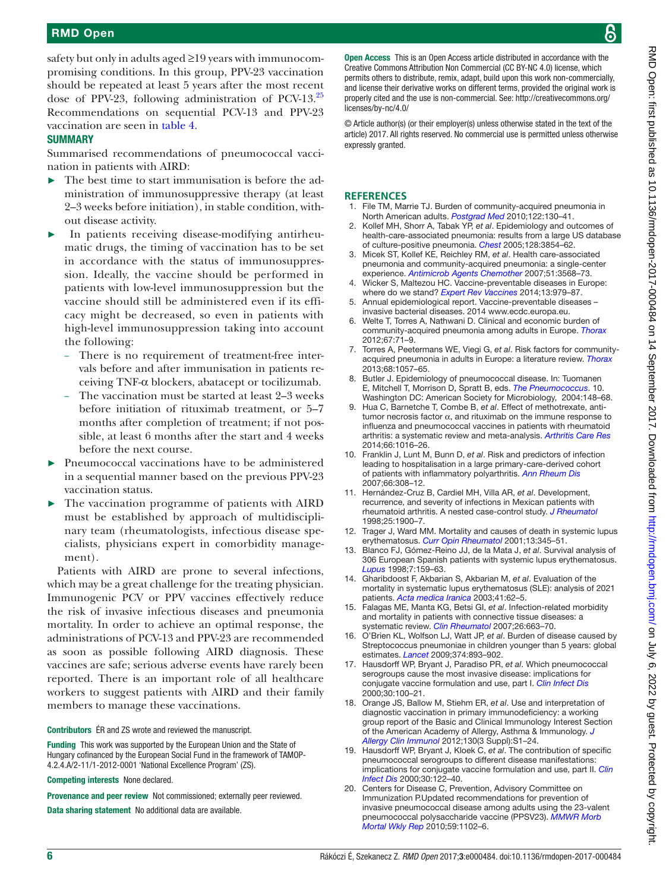safety but only in adults aged ≥19 years with immunocompromising conditions. In this group, PPV-23 vaccination should be repeated at least 5 years after the most recent dose of PPV-23, following administration of PCV-13.[25] Recommendations on sequential PCV-13 and PPV-23 vaccination are seen in table 4.

## SUMMARY

Summarised recommendations of pneumococcal vaccination in patients with AIRD:

- The best time to start immunisation is before the administration of immunosuppressive therapy (at least 2–3 weeks before initiation), in stable condition, without disease activity.
- In patients receiving disease-modifying antirheumatic drugs, the timing of vaccination has to be set in accordance with the status of immunosuppression. Ideally, the vaccine should be performed in patients with low-level immunosuppression but the vaccine should still be administered even if its efficacy might be decreased, so even in patients with high-level immunosuppression taking into account the following:
  - There is no requirement of treatment-free intervals before and after immunisation in patients receiving TNF-α blockers, abatacept or tocilizumab.
  - The vaccination must be started at least 2–3 weeks before initiation of rituximab treatment, or 5–7 months after completion of treatment; if not possible, at least 6 months after the start and 4 weeks before the next course.
- Pneumococcal vaccinations have to be administered in a sequential manner based on the previous PPV-23 vaccination status.
- The vaccination programme of patients with AIRD must be established by approach of multidisciplinary team (rheumatologists, infectious disease specialists, physicians expert in comorbidity management).

Patients with AIRD are prone to several infections, which may be a great challenge for the treating physician. Immunogenic PCV or PPV vaccines effectively reduce the risk of invasive infectious diseases and pneumonia mortality. In order to achieve an optimal response, the administrations of PCV-13 and PPV-23 are recommended as soon as possible following AIRD diagnosis. These vaccines are safe; serious adverse events have rarely been reported. There is an important role of all healthcare workers to suggest patients with AIRD and their family members to manage these vaccinations.

**Contributors** ÉR and ZS wrote and reviewed the manuscript.

**Funding** This work was supported by the European Union and the State of Hungary cofinanced by the European Social Fund in the framework of TAMOP-4.2.4.A/2-11/1-2012-0001 'National Excellence Program' (ZS).

**Competing interests** None declared.

**Provenance and peer review** Not commissioned; externally peer reviewed.

**Data sharing statement** No additional data are available.

**Open Access** This is an Open Access article distributed in accordance with the Creative Commons Attribution Non Commercial (CC BY-NC 4.0) license, which permits others to distribute, remix, adapt, build upon this work non-commercially, and license their derivative works on different terms, provided the original work is properly cited and the use is non-commercial. See: http://creativecommons.org/licenses/by-nc/4.0/

© Article author(s) (or their employer(s) unless otherwise stated in the text of the article) 2017. All rights reserved. No commercial use is permitted unless otherwise expressly granted.

## REFERENCES

1. File TM, Marrie TJ. Burden of community-acquired pneumonia in North American adults. *Postgrad Med* 2010;122:130–41.
2. Kollef MH, Shorr A, Tabak YP, *et al*. Epidemiology and outcomes of health-care-associated pneumonia: results from a large US database of culture-positive pneumonia. *Chest* 2005;128:3854–62.
3. Micek ST, Kollef KE, Reichley RM, *et al*. Health care-associated pneumonia and community-acquired pneumonia: a single-center experience. *Antimicrob Agents Chemother* 2007;51:3568–73.
4. Wicker S, Maltezou HC. Vaccine-preventable diseases in Europe: where do we stand? *Expert Rev Vaccines* 2014;13:979–87.
5. Annual epidemiological report. Vaccine-preventable diseases – invasive bacterial diseases. 2014 www.ecdc.europa.eu.
6. Welte T, Torres A, Nathwani D. Clinical and economic burden of community-acquired pneumonia among adults in Europe. *Thorax* 2012;67:71–9.
7. Torres A, Peetermans WE, Viegi G, *et al*. Risk factors for community-acquired pneumonia in adults in Europe: a literature review. *Thorax* 2013;68:1057–65.
8. Butler J. Epidemiology of pneumococcal disease. In: Tuomanen E, Mitchell T, Morrison D, Spratt B, eds. *The Pneumococcus*. 10. Washington DC: American Society for Microbiology, 2004:148–68.
9. Hua C, Barnetche T, Combe B, *et al*. Effect of methotrexate, anti-tumor necrosis factor α, and rituximab on the immune response to influenza and pneumococcal vaccines in patients with rheumatoid arthritis: a systematic review and meta-analysis. *Arthritis Care Res* 2014;66:1016–26.
10. Franklin J, Lunt M, Bunn D, *et al*. Risk and predictors of infection leading to hospitalisation in a large primary-care-derived cohort of patients with inflammatory polyarthritis. *Ann Rheum Dis* 2007;66:308–12.
11. Hernández-Cruz B, Cardiel MH, Villa AR, *et al*. Development, recurrence, and severity of infections in Mexican patients with rheumatoid arthritis. A nested case-control study. *J Rheumatol* 1998;25:1900–7.
12. Trager J, Ward MM. Mortality and causes of death in systemic lupus erythematosus. *Curr Opin Rheumatol* 2001;13:345–51.
13. Blanco FJ, Gómez-Reino JJ, de la Mata J, *et al*. Survival analysis of 306 European Spanish patients with systemic lupus erythematosus. *Lupus* 1998;7:159–63.
14. Gharibdoost F, Akbarian S, Akbarian M, *et al*. Evaluation of the mortality in systemic lupus erythematosus (SLE): analysis of 2021 patients. *Acta medica Iranica* 2003;41:62–5.
15. Falagas ME, Manta KG, Betsi GI, *et al*. Infection-related morbidity and mortality in patients with connective tissue diseases: a systematic review. *Clin Rheumatol* 2007;26:663–70.
16. O'Brien KL, Wolfson LJ, Watt JP, *et al*. Burden of disease caused by Streptococcus pneumoniae in children younger than 5 years: global estimates. *Lancet* 2009;374:893–902.
17. Hausdorff WP, Bryant J, Paradiso PR, *et al*. Which pneumococcal serogroups cause the most invasive disease: implications for conjugate vaccine formulation and use, part I. *Clin Infect Dis* 2000;30:100–21.
18. Orange JS, Ballow M, Stiehm ER, *et al*. Use and interpretation of diagnostic vaccination in primary immunodeficiency: a working group report of the Basic and Clinical Immunology Interest Section of the American Academy of Allergy, Asthma & Immunology. *J Allergy Clin Immunol* 2012;130(3 Suppl):S1–24.
19. Hausdorff WP, Bryant J, Kloek C, *et al*. The contribution of specific pneumococcal serogroups to different disease manifestations: implications for conjugate vaccine formulation and use, part II. *Clin Infect Dis* 2000;30:122–40.
20. Centers for Disease C, Prevention, Advisory Committee on Immunization P.Updated recommendations for prevention of invasive pneumococcal disease among adults using the 23-valent pneumococcal polysaccharide vaccine (PPSV23). *MMWR Morb Mortal Wkly Rep* 2010;59:1102–6.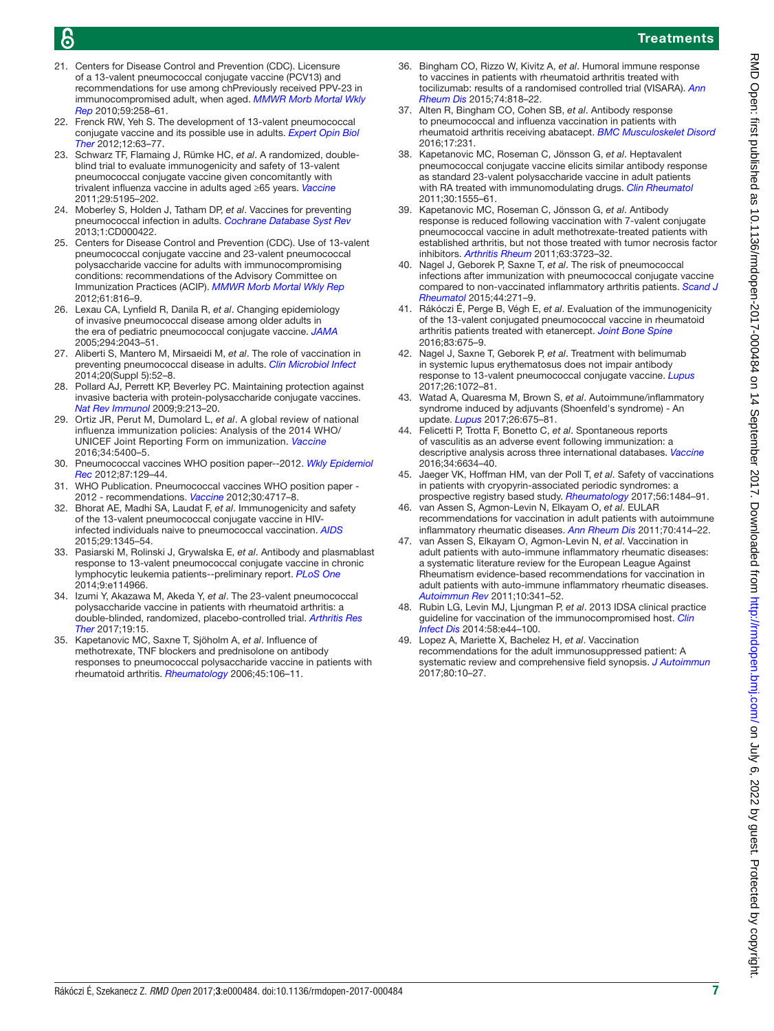21. Centers for Disease Control and Prevention (CDC). Licensure of a 13-valent pneumococcal conjugate vaccine (PCV13) and recommendations for use among chPreviously received PPV-23 in immunocompromised adult, when aged. *MMWR Morb Mortal Wkly Rep* 2010;59:258–61.
22. Frenck RW, Yeh S. The development of 13-valent pneumococcal conjugate vaccine and its possible use in adults. *Expert Opin Biol Ther* 2012;12:63–77.
23. Schwarz TF, Flamaing J, Rümke HC, *et al*. A randomized, double-blind trial to evaluate immunogenicity and safety of 13-valent pneumococcal conjugate vaccine given concomitantly with trivalent influenza vaccine in adults aged ≥65 years. *Vaccine* 2011;29:5195–202.
24. Moberley S, Holden J, Tatham DP, *et al*. Vaccines for preventing pneumococcal infection in adults. *Cochrane Database Syst Rev* 2013;1:CD000422.
25. Centers for Disease Control and Prevention (CDC). Use of 13-valent pneumococcal conjugate vaccine and 23-valent pneumococcal polysaccharide vaccine for adults with immunocompromising conditions: recommendations of the Advisory Committee on Immunization Practices (ACIP). *MMWR Morb Mortal Wkly Rep* 2012;61:816–9.
26. Lexau CA, Lynfield R, Danila R, *et al*. Changing epidemiology of invasive pneumococcal disease among older adults in the era of pediatric pneumococcal conjugate vaccine. *JAMA* 2005;294:2043–51.
27. Aliberti S, Mantero M, Mirsaeidi M, *et al*. The role of vaccination in preventing pneumococcal disease in adults. *Clin Microbiol Infect* 2014;20(Suppl 5):52–8.
28. Pollard AJ, Perrett KP, Beverley PC. Maintaining protection against invasive bacteria with protein-polysaccharide conjugate vaccines. *Nat Rev Immunol* 2009;9:213–20.
29. Ortiz JR, Perut M, Dumolard L, *et al*. A global review of national influenza immunization policies: Analysis of the 2014 WHO/UNICEF Joint Reporting Form on immunization. *Vaccine* 2016;34:5400–5.
30. Pneumococcal vaccines WHO position paper--2012. *Wkly Epidemiol Rec* 2012;87:129–44.
31. WHO Publication. Pneumococcal vaccines WHO position paper - 2012 - recommendations. *Vaccine* 2012;30:4717–8.
32. Bhorat AE, Madhi SA, Laudat F, *et al*. Immunogenicity and safety of the 13-valent pneumococcal conjugate vaccine in HIV-infected individuals naive to pneumococcal vaccination. *AIDS* 2015;29:1345–54.
33. Pasiarski M, Rolinski J, Grywalska E, *et al*. Antibody and plasmablast response to 13-valent pneumococcal conjugate vaccine in chronic lymphocytic leukemia patients--preliminary report. *PLoS One* 2014;9:e114966.
34. Izumi Y, Akazawa M, Akeda Y, *et al*. The 23-valent pneumococcal polysaccharide vaccine in patients with rheumatoid arthritis: a double-blinded, randomized, placebo-controlled trial. *Arthritis Res Ther* 2017;19:15.
35. Kapetanovic MC, Saxne T, Sjöholm A, *et al*. Influence of methotrexate, TNF blockers and prednisolone on antibody responses to pneumococcal polysaccharide vaccine in patients with rheumatoid arthritis. *Rheumatology* 2006;45:106–11.
36. Bingham CO, Rizzo W, Kivitz A, *et al*. Humoral immune response to vaccines in patients with rheumatoid arthritis treated with tocilizumab: results of a randomised controlled trial (VISARA). *Ann Rheum Dis* 2015;74:818–22.
37. Alten R, Bingham CO, Cohen SB, *et al*. Antibody response to pneumococcal and influenza vaccination in patients with rheumatoid arthritis receiving abatacept. *BMC Musculoskelet Disord* 2016;17:231.
38. Kapetanovic MC, Roseman C, Jönsson G, *et al*. Heptavalent pneumococcal conjugate vaccine elicits similar antibody response as standard 23-valent polysaccharide vaccine in adult patients with RA treated with immunomodulating drugs. *Clin Rheumatol* 2011;30:1555–61.
39. Kapetanovic MC, Roseman C, Jönsson G, *et al*. Antibody response is reduced following vaccination with 7-valent conjugate pneumococcal vaccine in adult methotrexate-treated patients with established arthritis, but not those treated with tumor necrosis factor inhibitors. *Arthritis Rheum* 2011;63:3723–32.
40. Nagel J, Geborek P, Saxne T, *et al*. The risk of pneumococcal infections after immunization with pneumococcal conjugate vaccine compared to non-vaccinated inflammatory arthritis patients. *Scand J Rheumatol* 2015;44:271–9.
41. Rákóczi É, Perge B, Végh E, *et al*. Evaluation of the immunogenicity of the 13-valent conjugated pneumococcal vaccine in rheumatoid arthritis patients treated with etanercept. *Joint Bone Spine* 2016;83:675–9.
42. Nagel J, Saxne T, Geborek P, *et al*. Treatment with belimumab in systemic lupus erythematosus does not impair antibody response to 13-valent pneumococcal conjugate vaccine. *Lupus* 2017;26:1072–81.
43. Watad A, Quaresma M, Brown S, *et al*. Autoimmune/inflammatory syndrome induced by adjuvants (Shoenfeld's syndrome) - An update. *Lupus* 2017;26:675–81.
44. Felicetti P, Trotta F, Bonetto C, *et al*. Spontaneous reports of vasculitis as an adverse event following immunization: a descriptive analysis across three international databases. *Vaccine* 2016;34:6634–40.
45. Jaeger VK, Hoffman HM, van der Poll T, *et al*. Safety of vaccinations in patients with cryopyrin-associated periodic syndromes: a prospective registry based study. *Rheumatology* 2017;56:1484–91.
46. van Assen S, Agmon-Levin N, Elkayam O, *et al*. EULAR recommendations for vaccination in adult patients with autoimmune inflammatory rheumatic diseases. *Ann Rheum Dis* 2011;70:414–22.
47. van Assen S, Elkayam O, Agmon-Levin N, *et al*. Vaccination in adult patients with auto-immune inflammatory rheumatic diseases: a systematic literature review for the European League Against Rheumatism evidence-based recommendations for vaccination in adult patients with auto-immune inflammatory rheumatic diseases. *Autoimmun Rev* 2011;10:341–52.
48. Rubin LG, Levin MJ, Ljungman P, *et al*. 2013 IDSA clinical practice guideline for vaccination of the immunocompromised host. *Clin Infect Dis* 2014;58:e44–100.
49. Lopez A, Mariette X, Bachelez H, *et al*. Vaccination recommendations for the adult immunosuppressed patient: A systematic review and comprehensive field synopsis. *J Autoimmun* 2017;80:10–27.